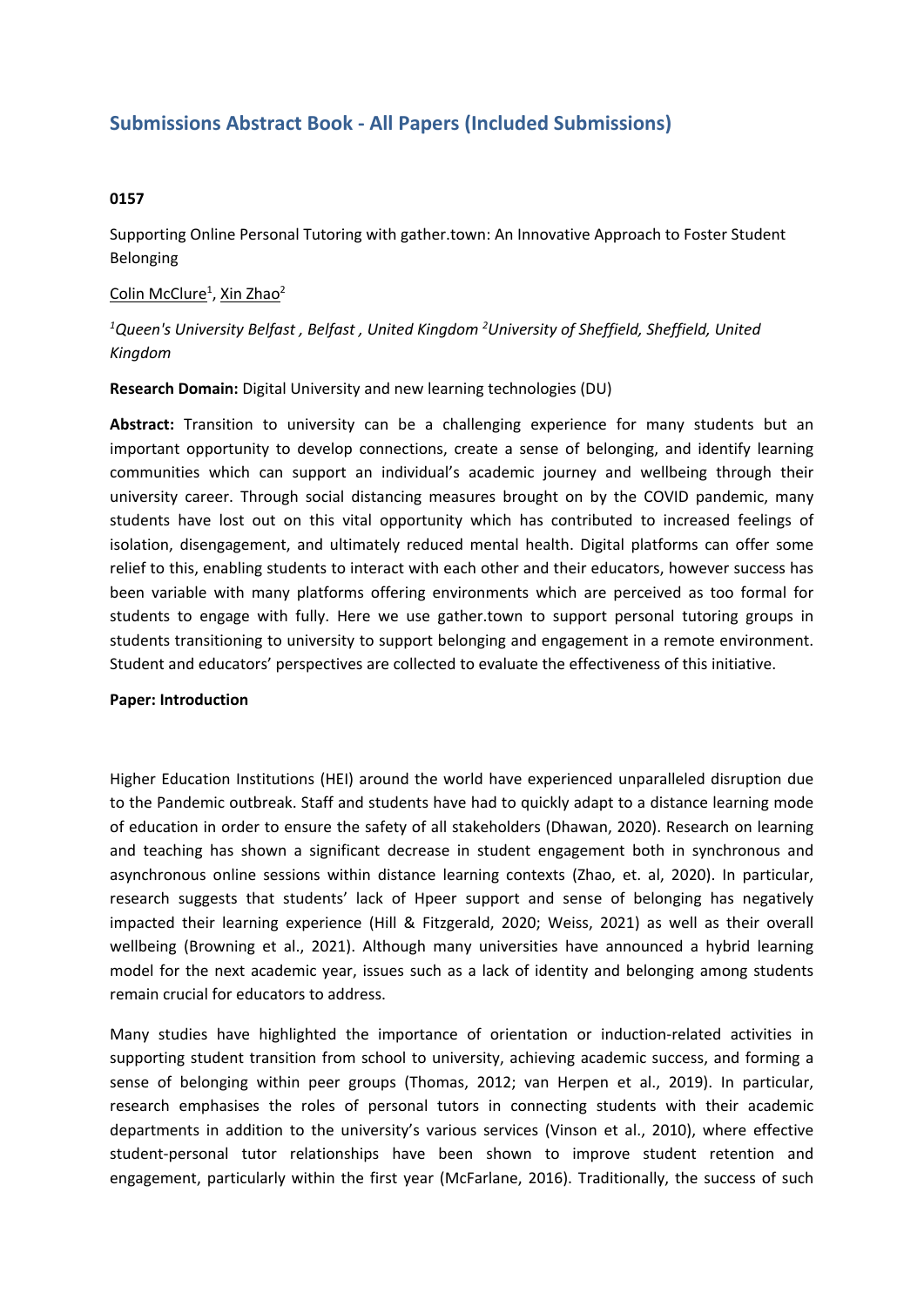## Submissions Abstract Book - All Papers (Included Submissions)

**0157**

Supporting Online Personal Tutoring with gather.town: An Innovative Approach to Foster Student Belonging

Colin McClure[1], Xin Zhao[2]

*[1]Queen's University Belfast , Belfast , United Kingdom [2]University of Sheffield, Sheffield, United Kingdom*

**Research Domain:** Digital University and new learning technologies (DU)

**Abstract:** Transition to university can be a challenging experience for many students but an important opportunity to develop connections, create a sense of belonging, and identify learning communities which can support an individual's academic journey and wellbeing through their university career. Through social distancing measures brought on by the COVID pandemic, many students have lost out on this vital opportunity which has contributed to increased feelings of isolation, disengagement, and ultimately reduced mental health. Digital platforms can offer some relief to this, enabling students to interact with each other and their educators, however success has been variable with many platforms offering environments which are perceived as too formal for students to engage with fully. Here we use gather.town to support personal tutoring groups in students transitioning to university to support belonging and engagement in a remote environment. Student and educators' perspectives are collected to evaluate the effectiveness of this initiative.

**Paper: Introduction**

Higher Education Institutions (HEI) around the world have experienced unparalleled disruption due to the Pandemic outbreak. Staff and students have had to quickly adapt to a distance learning mode of education in order to ensure the safety of all stakeholders (Dhawan, 2020). Research on learning and teaching has shown a significant decrease in student engagement both in synchronous and asynchronous online sessions within distance learning contexts (Zhao, et. al, 2020). In particular, research suggests that students' lack of Hpeer support and sense of belonging has negatively impacted their learning experience (Hill & Fitzgerald, 2020; Weiss, 2021) as well as their overall wellbeing (Browning et al., 2021). Although many universities have announced a hybrid learning model for the next academic year, issues such as a lack of identity and belonging among students remain crucial for educators to address.

Many studies have highlighted the importance of orientation or induction-related activities in supporting student transition from school to university, achieving academic success, and forming a sense of belonging within peer groups (Thomas, 2012; van Herpen et al., 2019). In particular, research emphasises the roles of personal tutors in connecting students with their academic departments in addition to the university's various services (Vinson et al., 2010), where effective student-personal tutor relationships have been shown to improve student retention and engagement, particularly within the first year (McFarlane, 2016). Traditionally, the success of such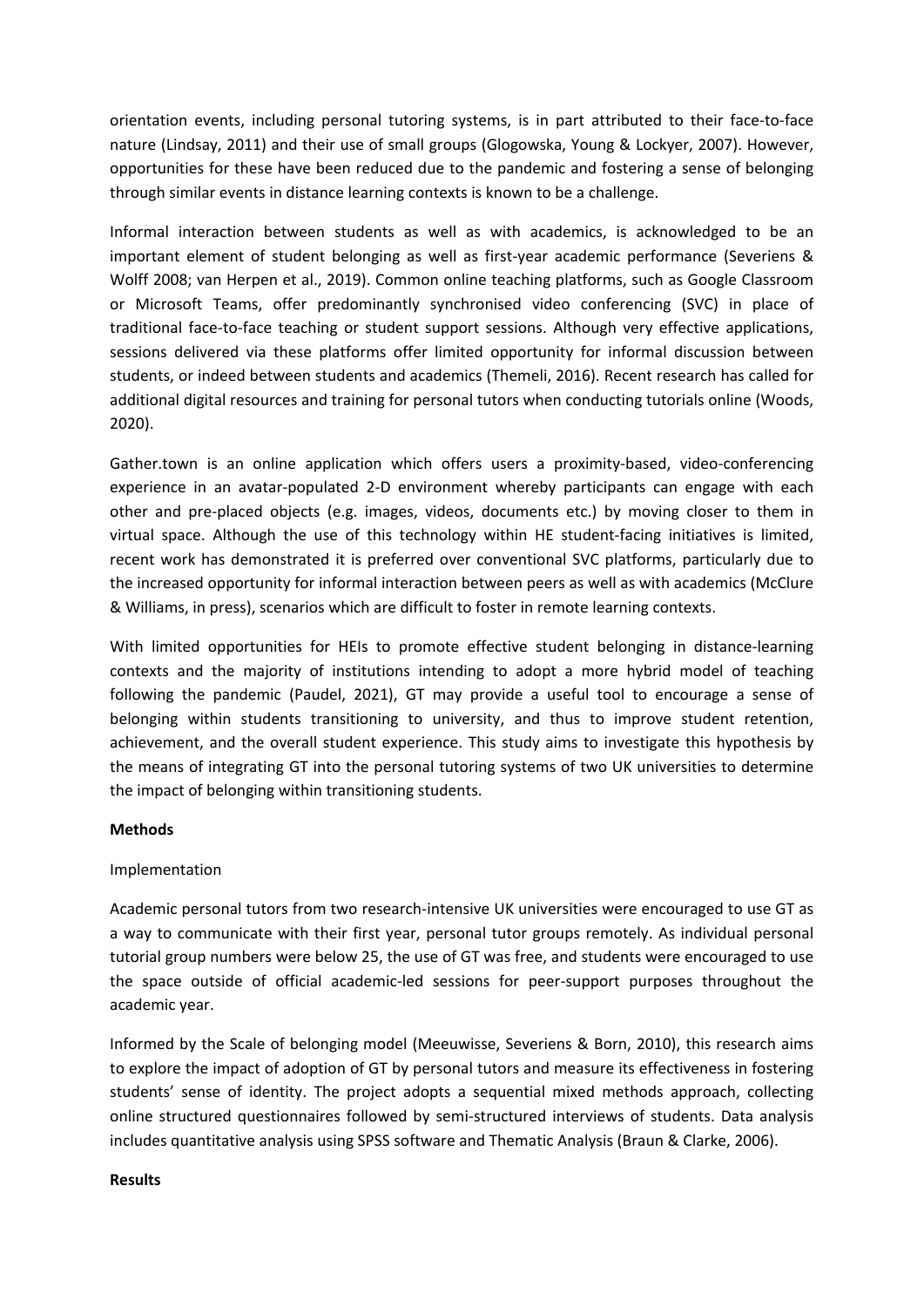orientation events, including personal tutoring systems, is in part attributed to their face-to-face nature (Lindsay, 2011) and their use of small groups (Glogowska, Young & Lockyer, 2007). However, opportunities for these have been reduced due to the pandemic and fostering a sense of belonging through similar events in distance learning contexts is known to be a challenge.

Informal interaction between students as well as with academics, is acknowledged to be an important element of student belonging as well as first-year academic performance (Severiens & Wolff 2008; van Herpen et al., 2019). Common online teaching platforms, such as Google Classroom or Microsoft Teams, offer predominantly synchronised video conferencing (SVC) in place of traditional face-to-face teaching or student support sessions. Although very effective applications, sessions delivered via these platforms offer limited opportunity for informal discussion between students, or indeed between students and academics (Themeli, 2016). Recent research has called for additional digital resources and training for personal tutors when conducting tutorials online (Woods, 2020).

Gather.town is an online application which offers users a proximity-based, video-conferencing experience in an avatar-populated 2-D environment whereby participants can engage with each other and pre-placed objects (e.g. images, videos, documents etc.) by moving closer to them in virtual space. Although the use of this technology within HE student-facing initiatives is limited, recent work has demonstrated it is preferred over conventional SVC platforms, particularly due to the increased opportunity for informal interaction between peers as well as with academics (McClure & Williams, in press), scenarios which are difficult to foster in remote learning contexts.

With limited opportunities for HEIs to promote effective student belonging in distance-learning contexts and the majority of institutions intending to adopt a more hybrid model of teaching following the pandemic (Paudel, 2021), GT may provide a useful tool to encourage a sense of belonging within students transitioning to university, and thus to improve student retention, achievement, and the overall student experience. This study aims to investigate this hypothesis by the means of integrating GT into the personal tutoring systems of two UK universities to determine the impact of belonging within transitioning students.

**Methods**

Implementation

Academic personal tutors from two research-intensive UK universities were encouraged to use GT as a way to communicate with their first year, personal tutor groups remotely. As individual personal tutorial group numbers were below 25, the use of GT was free, and students were encouraged to use the space outside of official academic-led sessions for peer-support purposes throughout the academic year.

Informed by the Scale of belonging model (Meeuwisse, Severiens & Born, 2010), this research aims to explore the impact of adoption of GT by personal tutors and measure its effectiveness in fostering students' sense of identity. The project adopts a sequential mixed methods approach, collecting online structured questionnaires followed by semi-structured interviews of students. Data analysis includes quantitative analysis using SPSS software and Thematic Analysis (Braun & Clarke, 2006).

**Results**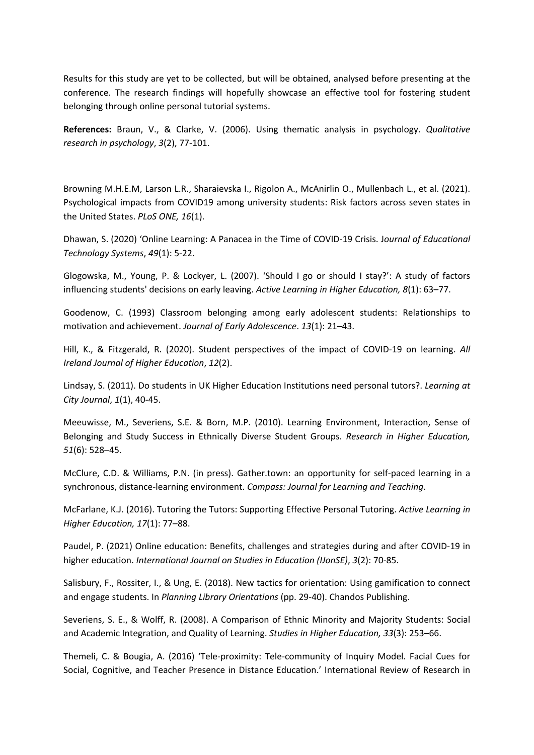Results for this study are yet to be collected, but will be obtained, analysed before presenting at the conference. The research findings will hopefully showcase an effective tool for fostering student belonging through online personal tutorial systems.

**References:** Braun, V., & Clarke, V. (2006). Using thematic analysis in psychology. *Qualitative research in psychology*, *3*(2), 77-101.

Browning M.H.E.M, Larson L.R., Sharaievska I., Rigolon A., McAnirlin O., Mullenbach L., et al. (2021). Psychological impacts from COVID19 among university students: Risk factors across seven states in the United States. *PLoS ONE, 16*(1).

Dhawan, S. (2020) 'Online Learning: A Panacea in the Time of COVID-19 Crisis. J*ournal of Educational Technology Systems*, *49*(1): 5-22.

Glogowska, M., Young, P. & Lockyer, L. (2007). 'Should I go or should I stay?': A study of factors influencing students' decisions on early leaving. *Active Learning in Higher Education, 8*(1): 63–77.

Goodenow, C. (1993) Classroom belonging among early adolescent students: Relationships to motivation and achievement. *Journal of Early Adolescence*. *13*(1): 21–43.

Hill, K., & Fitzgerald, R. (2020). Student perspectives of the impact of COVID-19 on learning. *All Ireland Journal of Higher Education*, *12*(2).

Lindsay, S. (2011). Do students in UK Higher Education Institutions need personal tutors?. *Learning at City Journal*, *1*(1), 40-45.

Meeuwisse, M., Severiens, S.E. & Born, M.P. (2010). Learning Environment, Interaction, Sense of Belonging and Study Success in Ethnically Diverse Student Groups. *Research in Higher Education, 51*(6): 528–45.

McClure, C.D. & Williams, P.N. (in press). Gather.town: an opportunity for self-paced learning in a synchronous, distance-learning environment. *Compass: Journal for Learning and Teaching*.

McFarlane, K.J. (2016). Tutoring the Tutors: Supporting Effective Personal Tutoring. *Active Learning in Higher Education, 17*(1): 77–88.

Paudel, P. (2021) Online education: Benefits, challenges and strategies during and after COVID-19 in higher education. *International Journal on Studies in Education (IJonSE)*, *3*(2): 70-85.

Salisbury, F., Rossiter, I., & Ung, E. (2018). New tactics for orientation: Using gamification to connect and engage students. In *Planning Library Orientations* (pp. 29-40). Chandos Publishing.

Severiens, S. E., & Wolff, R. (2008). A Comparison of Ethnic Minority and Majority Students: Social and Academic Integration, and Quality of Learning. *Studies in Higher Education, 33*(3): 253–66.

Themeli, C. & Bougia, A. (2016) 'Tele-proximity: Tele-community of Inquiry Model. Facial Cues for Social, Cognitive, and Teacher Presence in Distance Education.' International Review of Research in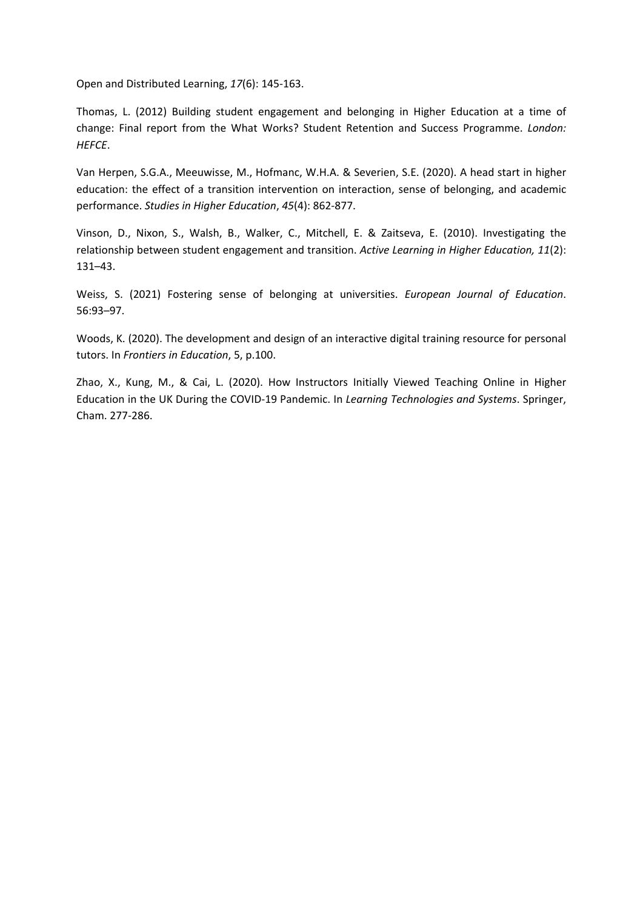Open and Distributed Learning, *17*(6): 145-163.

Thomas, L. (2012) Building student engagement and belonging in Higher Education at a time of change: Final report from the What Works? Student Retention and Success Programme. *London: HEFCE*.

Van Herpen, S.G.A., Meeuwisse, M., Hofmanc, W.H.A. & Severien, S.E. (2020). A head start in higher education: the effect of a transition intervention on interaction, sense of belonging, and academic performance. *Studies in Higher Education*, *45*(4): 862-877.

Vinson, D., Nixon, S., Walsh, B., Walker, C., Mitchell, E. & Zaitseva, E. (2010). Investigating the relationship between student engagement and transition. *Active Learning in Higher Education, 11*(2): 131–43.

Weiss, S. (2021) Fostering sense of belonging at universities. *European Journal of Education*. 56:93–97.

Woods, K. (2020). The development and design of an interactive digital training resource for personal tutors. In *Frontiers in Education*, 5, p.100.

Zhao, X., Kung, M., & Cai, L. (2020). How Instructors Initially Viewed Teaching Online in Higher Education in the UK During the COVID-19 Pandemic. In *Learning Technologies and Systems*. Springer, Cham. 277-286.